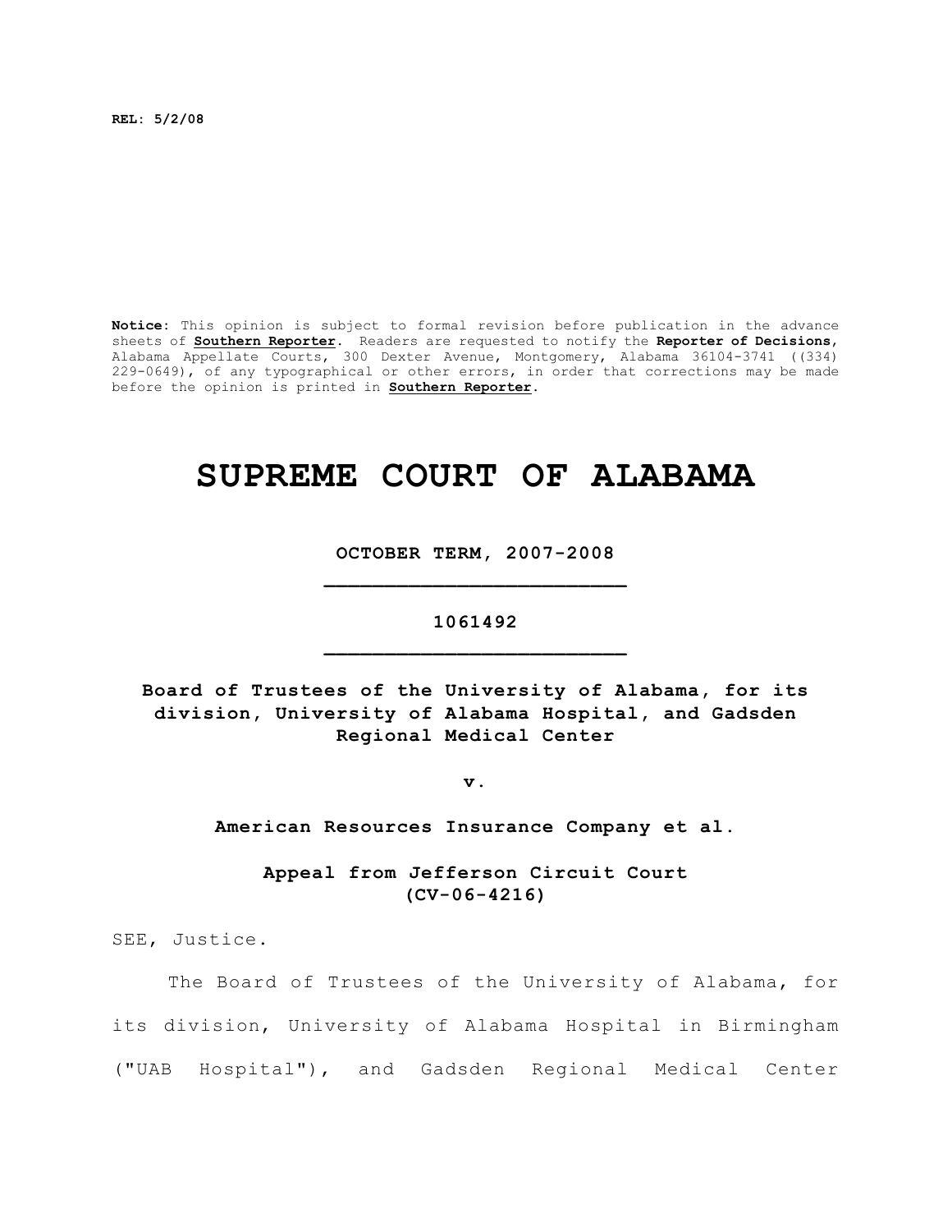REL: 5/2/08

**Notice:** This opinion is subject to formal revision before publication in the advance sheets of **Southern Reporter**. Readers are requested to notify the **Reporter of Decisions**, Alabama Appellate Courts, 300 Dexter Avenue, Montgomery, Alabama 36104-3741 ((334) 229-0649), of any typographical or other errors, in order that corrections may be made before the opinion is printed in **Southern Reporter**.

# SUPREME COURT OF ALABAMA

**OCTOBER TERM, 2007-2008**

**1061492**

**Board of Trustees of the University of Alabama, for its division, University of Alabama Hospital, and Gadsden Regional Medical Center**

**v.**

**American Resources Insurance Company et al.**

**Appeal from Jefferson Circuit Court (CV-06-4216)**

SEE, Justice.

The Board of Trustees of the University of Alabama, for its division, University of Alabama Hospital in Birmingham ("UAB Hospital"), and Gadsden Regional Medical Center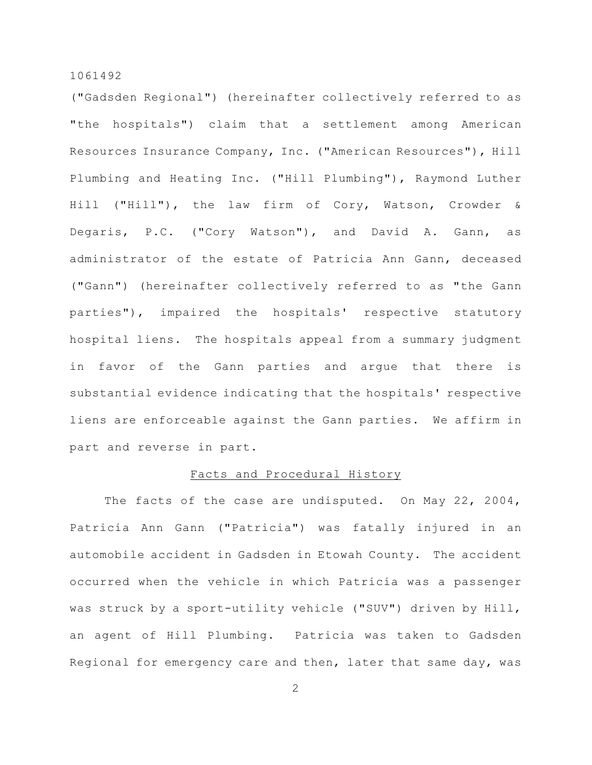("Gadsden Regional") (hereinafter collectively referred to as "the hospitals") claim that a settlement among American Resources Insurance Company, Inc. ("American Resources"), Hill Plumbing and Heating Inc. ("Hill Plumbing"), Raymond Luther Hill ("Hill"), the law firm of Cory, Watson, Crowder & Degaris, P.C. ("Cory Watson"), and David A. Gann, as administrator of the estate of Patricia Ann Gann, deceased ("Gann") (hereinafter collectively referred to as "the Gann parties"), impaired the hospitals' respective statutory hospital liens. The hospitals appeal from a summary judgment in favor of the Gann parties and argue that there is substantial evidence indicating that the hospitals' respective liens are enforceable against the Gann parties. We affirm in part and reverse in part.

## Facts and Procedural History

The facts of the case are undisputed. On May 22, 2004, Patricia Ann Gann ("Patricia") was fatally injured in an automobile accident in Gadsden in Etowah County. The accident occurred when the vehicle in which Patricia was a passenger was struck by a sport-utility vehicle ("SUV") driven by Hill, an agent of Hill Plumbing. Patricia was taken to Gadsden Regional for emergency care and then, later that same day, was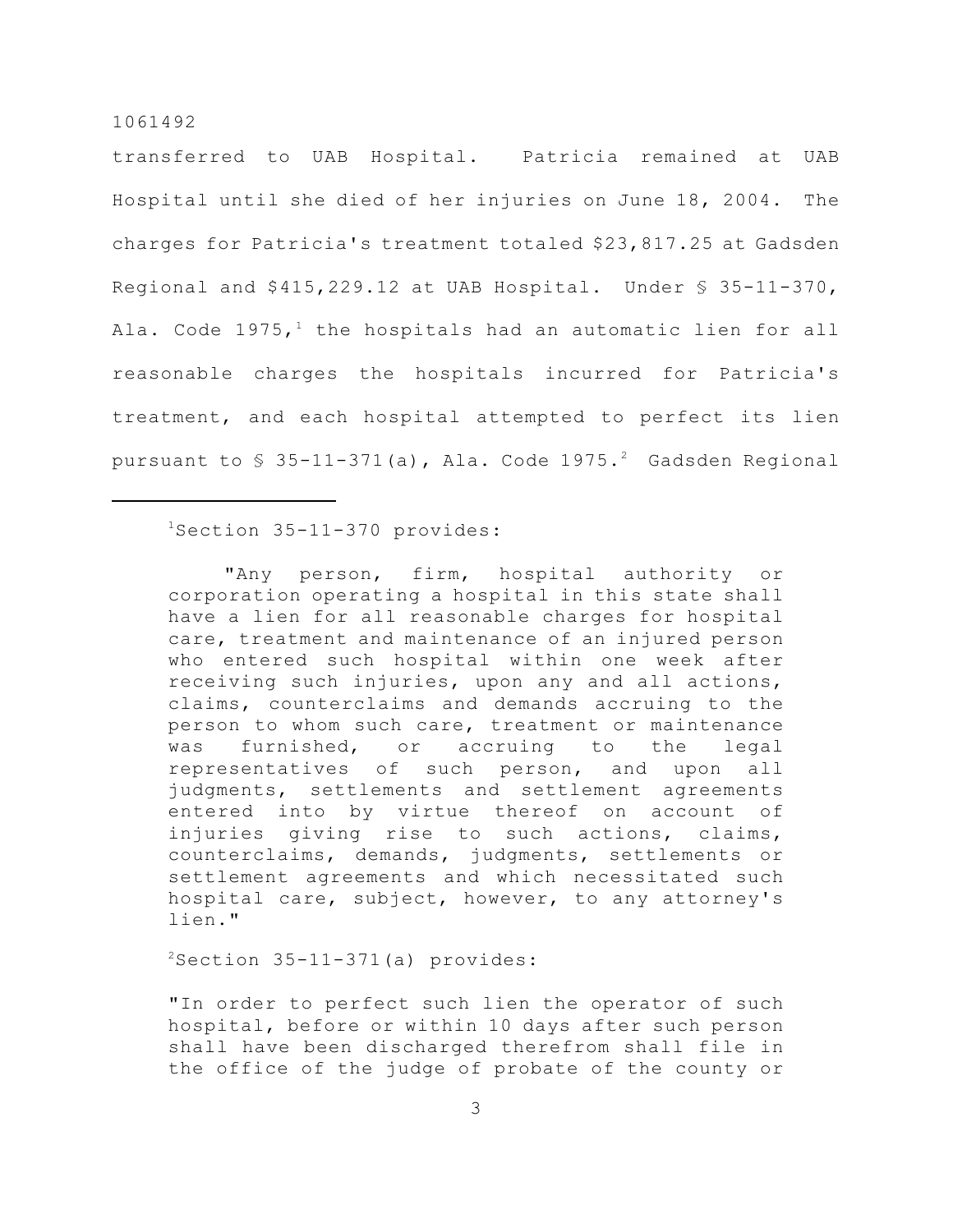transferred to UAB Hospital. Patricia remained at UAB Hospital until she died of her injuries on June 18, 2004. The charges for Patricia's treatment totaled $23,817.25 at Gadsden Regional and $415,229.12 at UAB Hospital. Under § 35-11-370, Ala. Code 1975,[1] the hospitals had an automatic lien for all reasonable charges the hospitals incurred for Patricia's treatment, and each hospital attempted to perfect its lien pursuant to § 35-11-371(a), Ala. Code 1975.[2] Gadsden Regional

---

[1]Section 35-11-370 provides:

> "Any person, firm, hospital authority or corporation operating a hospital in this state shall have a lien for all reasonable charges for hospital care, treatment and maintenance of an injured person who entered such hospital within one week after receiving such injuries, upon any and all actions, claims, counterclaims and demands accruing to the person to whom such care, treatment or maintenance was furnished, or accruing to the legal representatives of such person, and upon all judgments, settlements and settlement agreements entered into by virtue thereof on account of injuries giving rise to such actions, claims, counterclaims, demands, judgments, settlements or settlement agreements and which necessitated such hospital care, subject, however, to any attorney's lien."

[2]Section 35-11-371(a) provides:

> "In order to perfect such lien the operator of such hospital, before or within 10 days after such person shall have been discharged therefrom shall file in the office of the judge of probate of the county or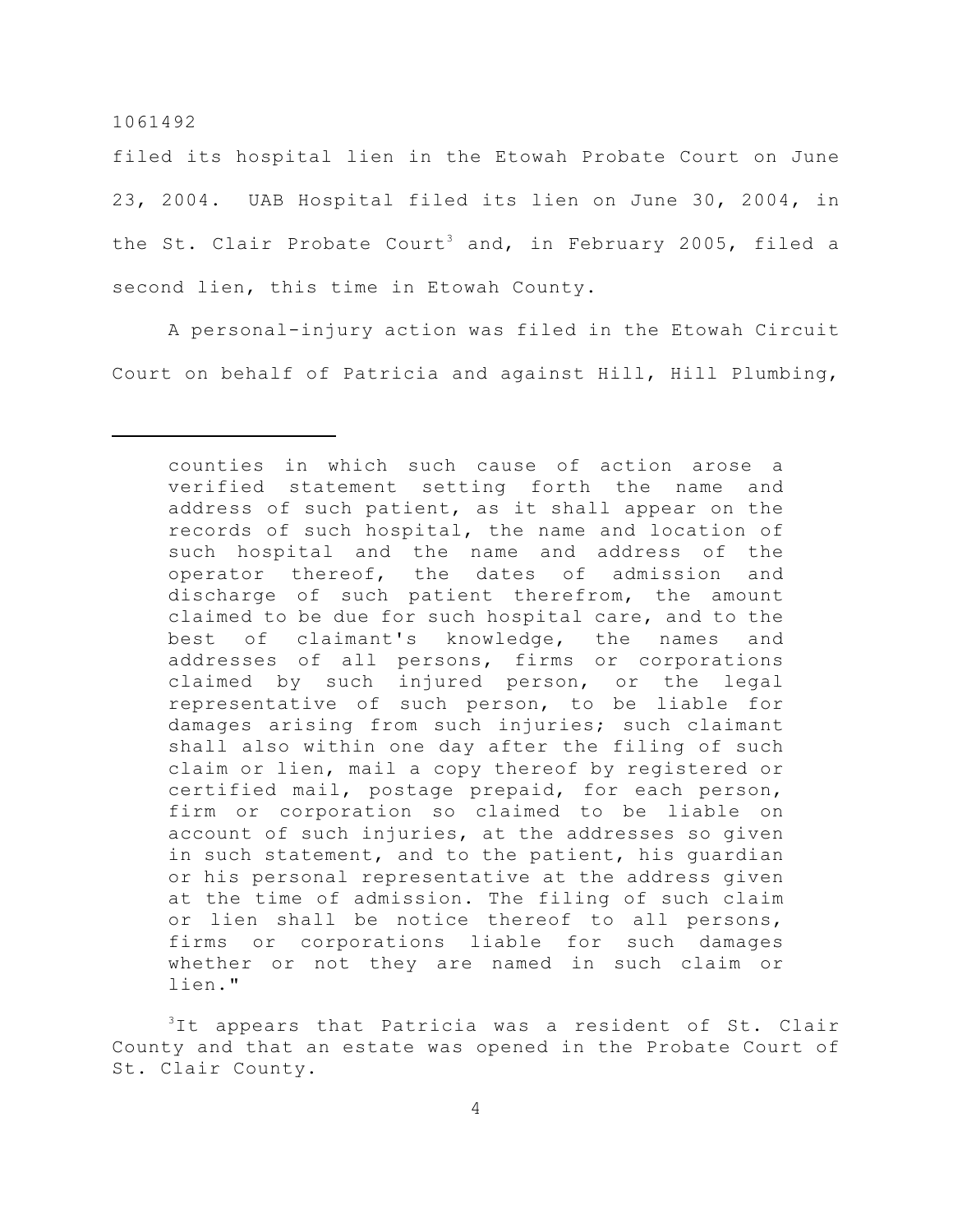filed its hospital lien in the Etowah Probate Court on June 23, 2004. UAB Hospital filed its lien on June 30, 2004, in the St. Clair Probate Court[3] and, in February 2005, filed a second lien, this time in Etowah County.

A personal-injury action was filed in the Etowah Circuit Court on behalf of Patricia and against Hill, Hill Plumbing,

---

> counties in which such cause of action arose a verified statement setting forth the name and address of such patient, as it shall appear on the records of such hospital, the name and location of such hospital and the name and address of the operator thereof, the dates of admission and discharge of such patient therefrom, the amount claimed to be due for such hospital care, and to the best of claimant's knowledge, the names and addresses of all persons, firms or corporations claimed by such injured person, or the legal representative of such person, to be liable for damages arising from such injuries; such claimant shall also within one day after the filing of such claim or lien, mail a copy thereof by registered or certified mail, postage prepaid, for each person, firm or corporation so claimed to be liable on account of such injuries, at the addresses so given in such statement, and to the patient, his guardian or his personal representative at the address given at the time of admission. The filing of such claim or lien shall be notice thereof to all persons, firms or corporations liable for such damages whether or not they are named in such claim or lien."

[3]It appears that Patricia was a resident of St. Clair County and that an estate was opened in the Probate Court of St. Clair County.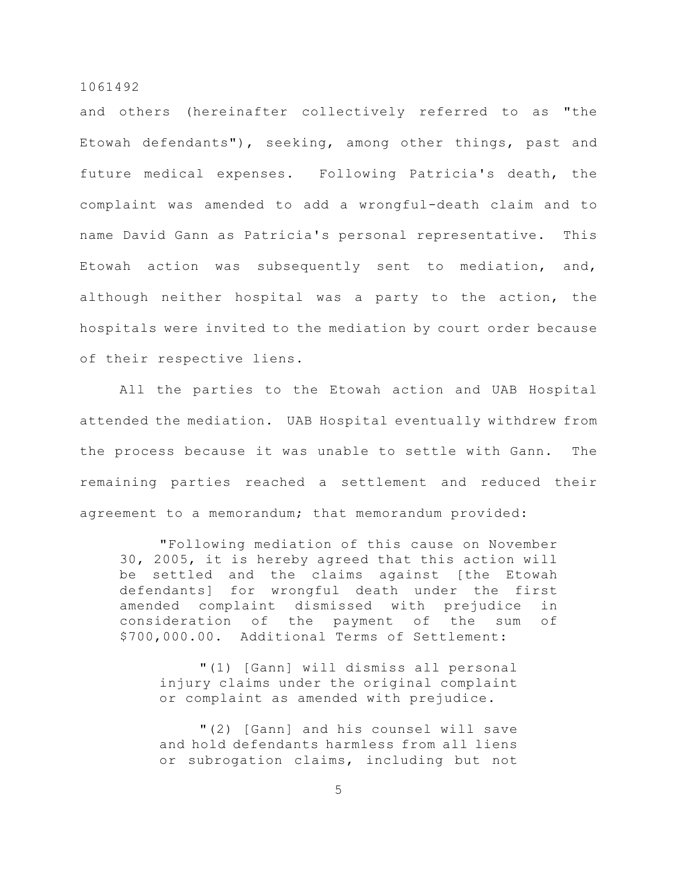and others (hereinafter collectively referred to as "the Etowah defendants"), seeking, among other things, past and future medical expenses. Following Patricia's death, the complaint was amended to add a wrongful-death claim and to name David Gann as Patricia's personal representative. This Etowah action was subsequently sent to mediation, and, although neither hospital was a party to the action, the hospitals were invited to the mediation by court order because of their respective liens.

All the parties to the Etowah action and UAB Hospital attended the mediation. UAB Hospital eventually withdrew from the process because it was unable to settle with Gann. The remaining parties reached a settlement and reduced their agreement to a memorandum; that memorandum provided:

> "Following mediation of this cause on November 30, 2005, it is hereby agreed that this action will be settled and the claims against [the Etowah defendants] for wrongful death under the first amended complaint dismissed with prejudice in consideration of the payment of the sum of $700,000.00. Additional Terms of Settlement:
>
> "(1) [Gann] will dismiss all personal injury claims under the original complaint or complaint as amended with prejudice.
>
> "(2) [Gann] and his counsel will save and hold defendants harmless from all liens or subrogation claims, including but not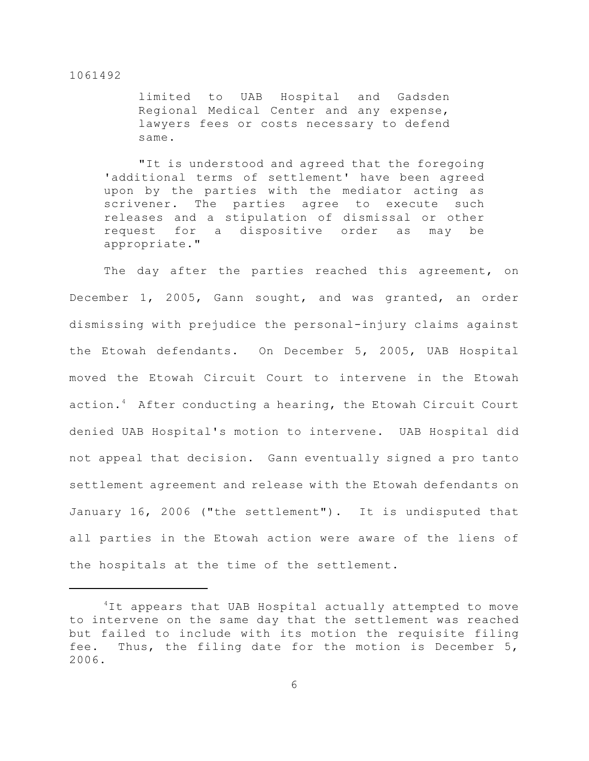limited to UAB Hospital and Gadsden Regional Medical Center and any expense, lawyers fees or costs necessary to defend same.

"It is understood and agreed that the foregoing 'additional terms of settlement' have been agreed upon by the parties with the mediator acting as scrivener. The parties agree to execute such releases and a stipulation of dismissal or other request for a dispositive order as may be appropriate."

The day after the parties reached this agreement, on December 1, 2005, Gann sought, and was granted, an order dismissing with prejudice the personal-injury claims against the Etowah defendants. On December 5, 2005, UAB Hospital moved the Etowah Circuit Court to intervene in the Etowah action.[4] After conducting a hearing, the Etowah Circuit Court denied UAB Hospital's motion to intervene. UAB Hospital did not appeal that decision. Gann eventually signed a pro tanto settlement agreement and release with the Etowah defendants on January 16, 2006 ("the settlement"). It is undisputed that all parties in the Etowah action were aware of the liens of the hospitals at the time of the settlement.

---

[4]It appears that UAB Hospital actually attempted to move to intervene on the same day that the settlement was reached but failed to include with its motion the requisite filing fee. Thus, the filing date for the motion is December 5, 2006.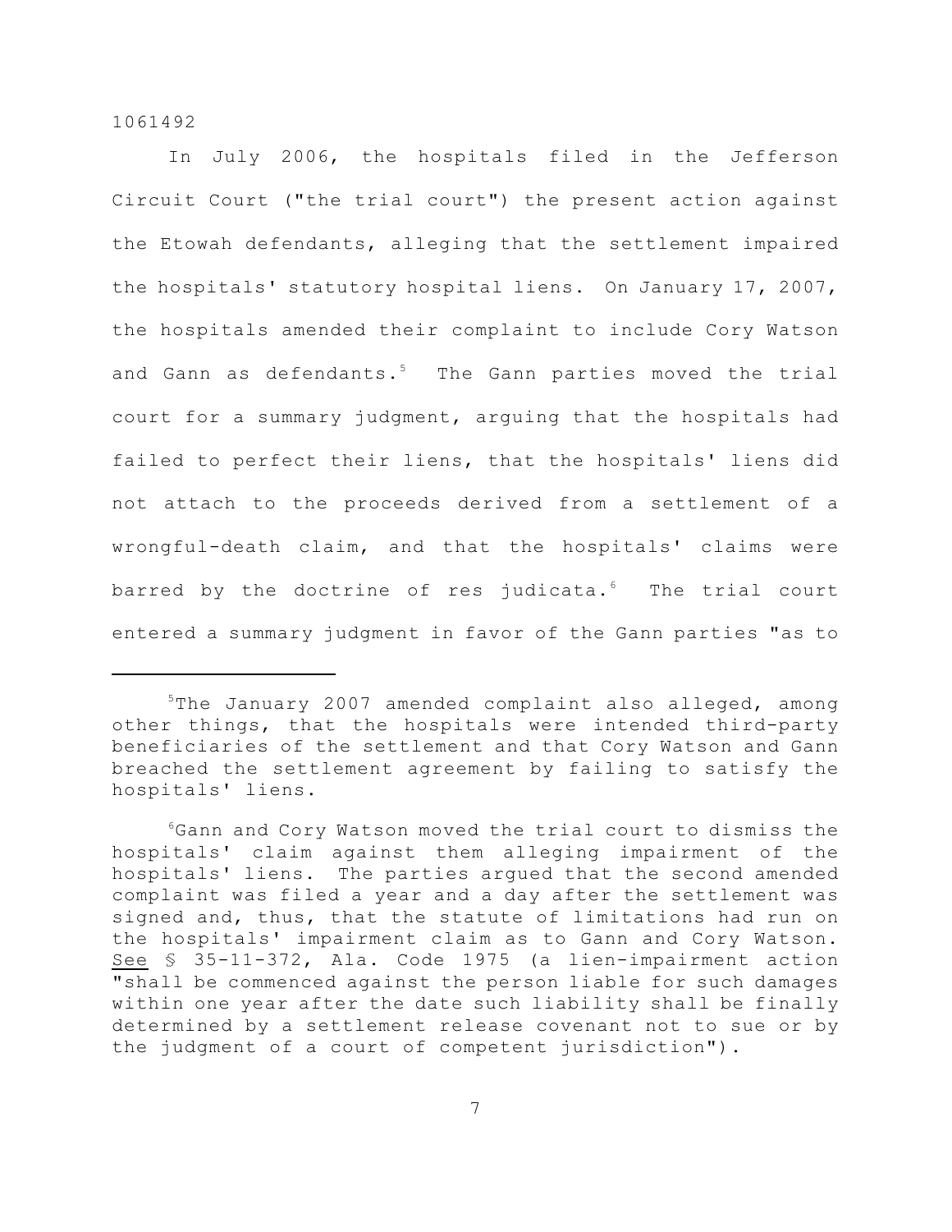In July 2006, the hospitals filed in the Jefferson Circuit Court ("the trial court") the present action against the Etowah defendants, alleging that the settlement impaired the hospitals' statutory hospital liens. On January 17, 2007, the hospitals amended their complaint to include Cory Watson and Gann as defendants.[5] The Gann parties moved the trial court for a summary judgment, arguing that the hospitals had failed to perfect their liens, that the hospitals' liens did not attach to the proceeds derived from a settlement of a wrongful-death claim, and that the hospitals' claims were barred by the doctrine of res judicata.[6] The trial court entered a summary judgment in favor of the Gann parties "as to

---

[5]The January 2007 amended complaint also alleged, among other things, that the hospitals were intended third-party beneficiaries of the settlement and that Cory Watson and Gann breached the settlement agreement by failing to satisfy the hospitals' liens.

[6]Gann and Cory Watson moved the trial court to dismiss the hospitals' claim against them alleging impairment of the hospitals' liens. The parties argued that the second amended complaint was filed a year and a day after the settlement was signed and, thus, that the statute of limitations had run on the hospitals' impairment claim as to Gann and Cory Watson. See § 35-11-372, Ala. Code 1975 (a lien-impairment action "shall be commenced against the person liable for such damages within one year after the date such liability shall be finally determined by a settlement release covenant not to sue or by the judgment of a court of competent jurisdiction").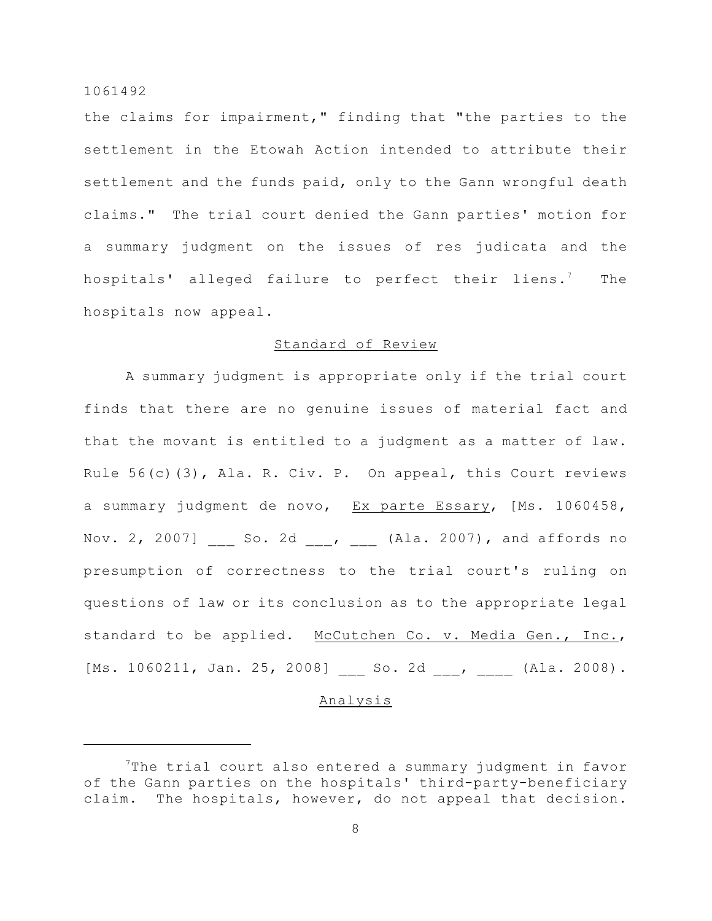the claims for impairment," finding that "the parties to the settlement in the Etowah Action intended to attribute their settlement and the funds paid, only to the Gann wrongful death claims." The trial court denied the Gann parties' motion for a summary judgment on the issues of res judicata and the hospitals' alleged failure to perfect their liens.[7] The hospitals now appeal.

## Standard of Review

A summary judgment is appropriate only if the trial court finds that there are no genuine issues of material fact and that the movant is entitled to a judgment as a matter of law. Rule 56(c)(3), Ala. R. Civ. P. On appeal, this Court reviews a summary judgment de novo, Ex parte Essary, [Ms. 1060458, Nov. 2, 2007] ___ So. 2d ___, ___ (Ala. 2007), and affords no presumption of correctness to the trial court's ruling on questions of law or its conclusion as to the appropriate legal standard to be applied. McCutchen Co. v. Media Gen., Inc., [Ms. 1060211, Jan. 25, 2008] ___ So. 2d ___, ____ (Ala. 2008).

## Analysis

---

[7]The trial court also entered a summary judgment in favor of the Gann parties on the hospitals' third-party-beneficiary claim. The hospitals, however, do not appeal that decision.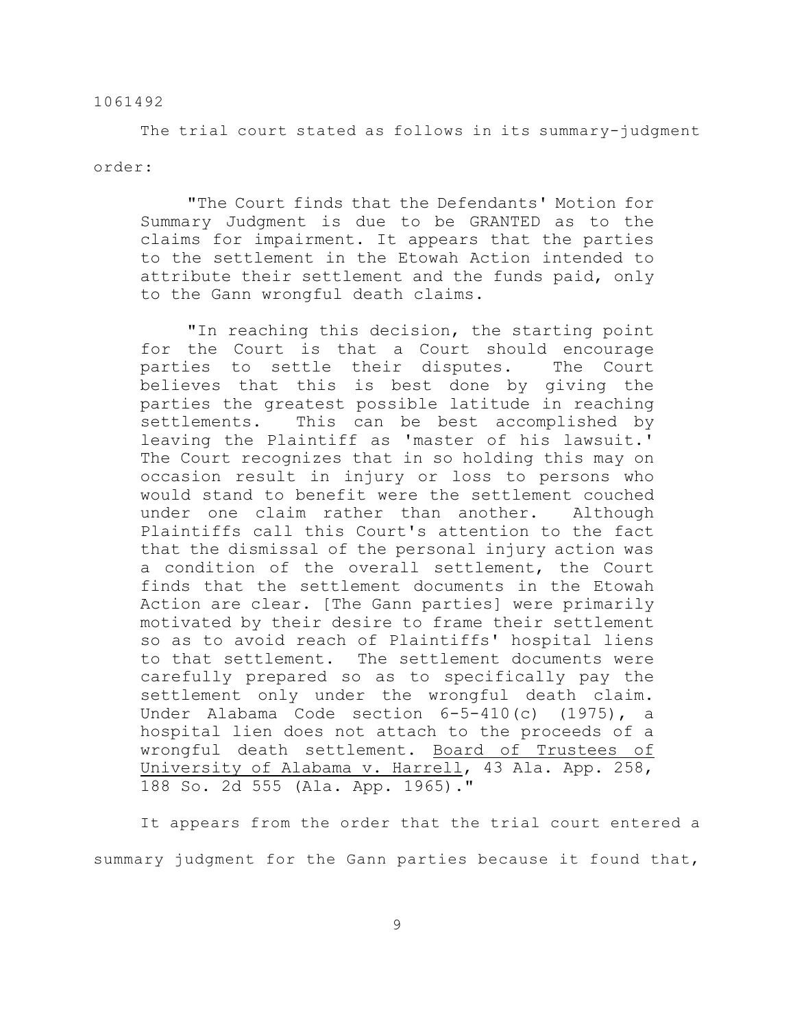The trial court stated as follows in its summary-judgment order:

> "The Court finds that the Defendants' Motion for Summary Judgment is due to be GRANTED as to the claims for impairment. It appears that the parties to the settlement in the Etowah Action intended to attribute their settlement and the funds paid, only to the Gann wrongful death claims.
>
> "In reaching this decision, the starting point for the Court is that a Court should encourage parties to settle their disputes. The Court believes that this is best done by giving the parties the greatest possible latitude in reaching settlements. This can be best accomplished by leaving the Plaintiff as 'master of his lawsuit.' The Court recognizes that in so holding this may on occasion result in injury or loss to persons who would stand to benefit were the settlement couched under one claim rather than another. Although Plaintiffs call this Court's attention to the fact that the dismissal of the personal injury action was a condition of the overall settlement, the Court finds that the settlement documents in the Etowah Action are clear. [The Gann parties] were primarily motivated by their desire to frame their settlement so as to avoid reach of Plaintiffs' hospital liens to that settlement. The settlement documents were carefully prepared so as to specifically pay the settlement only under the wrongful death claim. Under Alabama Code section 6-5-410(c) (1975), a hospital lien does not attach to the proceeds of a wrongful death settlement. Board of Trustees of University of Alabama v. Harrell, 43 Ala. App. 258, 188 So. 2d 555 (Ala. App. 1965)."

It appears from the order that the trial court entered a summary judgment for the Gann parties because it found that,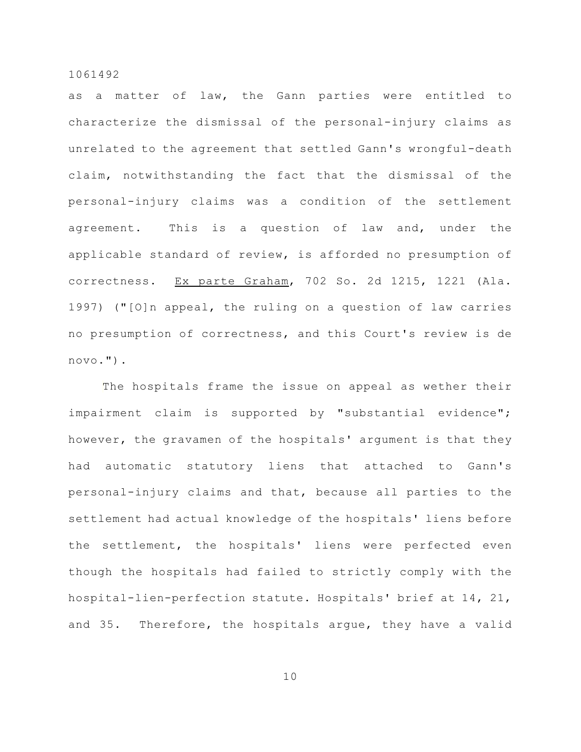as a matter of law, the Gann parties were entitled to characterize the dismissal of the personal-injury claims as unrelated to the agreement that settled Gann's wrongful-death claim, notwithstanding the fact that the dismissal of the personal-injury claims was a condition of the settlement agreement. This is a question of law and, under the applicable standard of review, is afforded no presumption of correctness. Ex parte Graham, 702 So. 2d 1215, 1221 (Ala. 1997) ("[O]n appeal, the ruling on a question of law carries no presumption of correctness, and this Court's review is de novo.").

The hospitals frame the issue on appeal as wether their impairment claim is supported by "substantial evidence"; however, the gravamen of the hospitals' argument is that they had automatic statutory liens that attached to Gann's personal-injury claims and that, because all parties to the settlement had actual knowledge of the hospitals' liens before the settlement, the hospitals' liens were perfected even though the hospitals had failed to strictly comply with the hospital-lien-perfection statute. Hospitals' brief at 14, 21, and 35. Therefore, the hospitals argue, they have a valid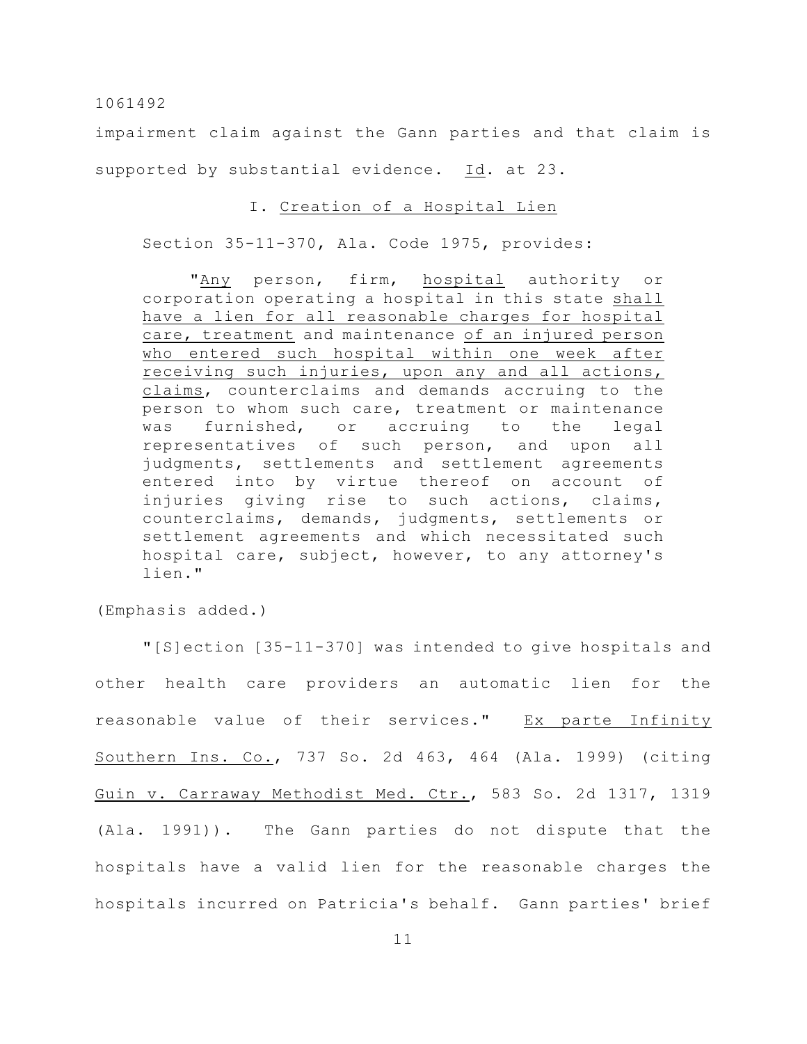impairment claim against the Gann parties and that claim is supported by substantial evidence. Id. at 23.

### I. Creation of a Hospital Lien

Section 35-11-370, Ala. Code 1975, provides:

> "Any person, firm, hospital authority or corporation operating a hospital in this state shall have a lien for all reasonable charges for hospital care, treatment and maintenance of an injured person who entered such hospital within one week after receiving such injuries, upon any and all actions, claims, counterclaims and demands accruing to the person to whom such care, treatment or maintenance was furnished, or accruing to the legal representatives of such person, and upon all judgments, settlements and settlement agreements entered into by virtue thereof on account of injuries giving rise to such actions, claims, counterclaims, demands, judgments, settlements or settlement agreements and which necessitated such hospital care, subject, however, to any attorney's lien."

(Emphasis added.)

"[S]ection [35-11-370] was intended to give hospitals and other health care providers an automatic lien for the reasonable value of their services." Ex parte Infinity Southern Ins. Co., 737 So. 2d 463, 464 (Ala. 1999) (citing Guin v. Carraway Methodist Med. Ctr., 583 So. 2d 1317, 1319 (Ala. 1991)). The Gann parties do not dispute that the hospitals have a valid lien for the reasonable charges the hospitals incurred on Patricia's behalf. Gann parties' brief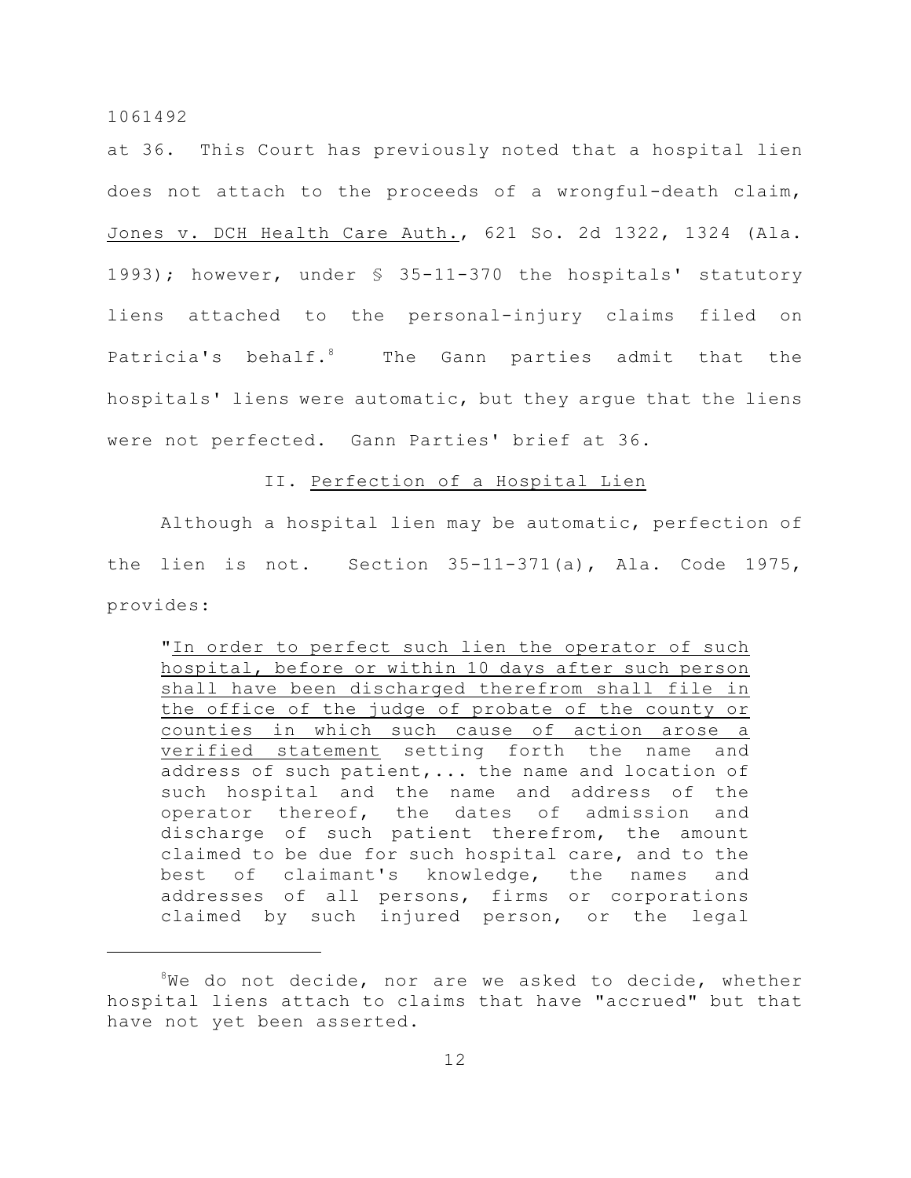at 36. This Court has previously noted that a hospital lien does not attach to the proceeds of a wrongful-death claim, Jones v. DCH Health Care Auth., 621 So. 2d 1322, 1324 (Ala. 1993); however, under § 35-11-370 the hospitals' statutory liens attached to the personal-injury claims filed on Patricia's behalf.[8] The Gann parties admit that the hospitals' liens were automatic, but they argue that the liens were not perfected. Gann Parties' brief at 36.

## II. Perfection of a Hospital Lien

Although a hospital lien may be automatic, perfection of the lien is not. Section 35-11-371(a), Ala. Code 1975, provides:

> "In order to perfect such lien the operator of such hospital, before or within 10 days after such person shall have been discharged therefrom shall file in the office of the judge of probate of the county or counties in which such cause of action arose a verified statement setting forth the name and address of such patient,... the name and location of such hospital and the name and address of the operator thereof, the dates of admission and discharge of such patient therefrom, the amount claimed to be due for such hospital care, and to the best of claimant's knowledge, the names and addresses of all persons, firms or corporations claimed by such injured person, or the legal

---

[8] We do not decide, nor are we asked to decide, whether hospital liens attach to claims that have "accrued" but that have not yet been asserted.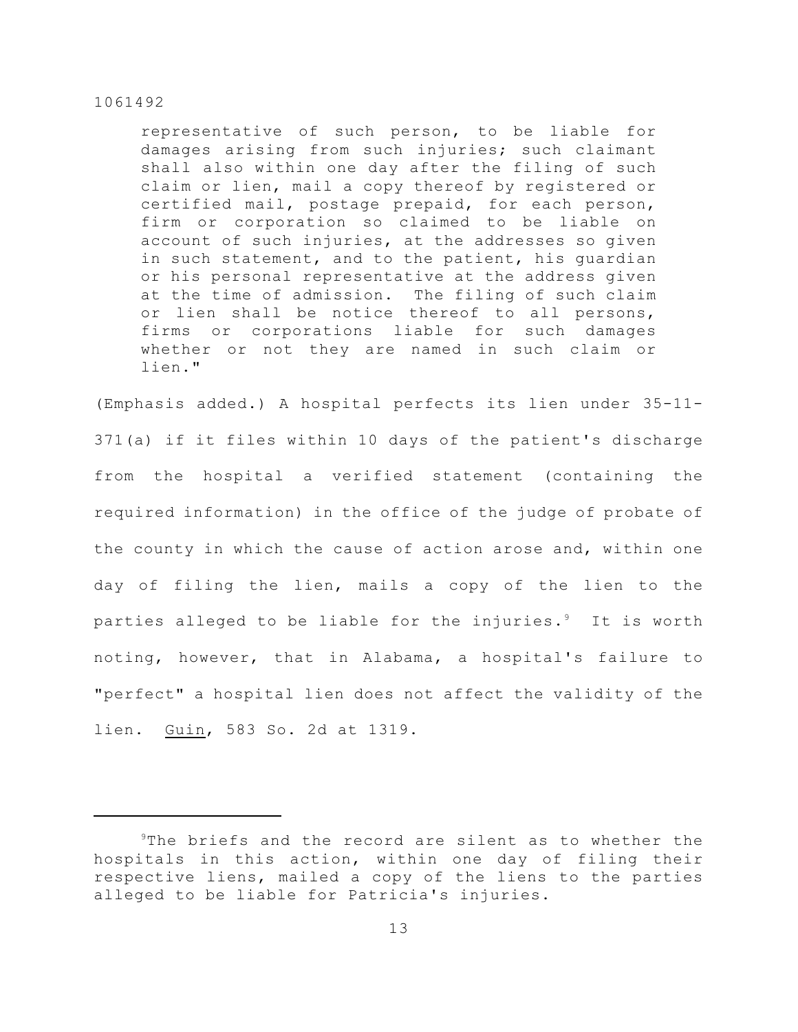> representative of such person, to be liable for damages arising from such injuries; such claimant shall also within one day after the filing of such claim or lien, mail a copy thereof by registered or certified mail, postage prepaid, for each person, firm or corporation so claimed to be liable on account of such injuries, at the addresses so given in such statement, and to the patient, his guardian or his personal representative at the address given at the time of admission. The filing of such claim or lien shall be notice thereof to all persons, firms or corporations liable for such damages whether or not they are named in such claim or lien."

(Emphasis added.) A hospital perfects its lien under 35-11-371(a) if it files within 10 days of the patient's discharge from the hospital a verified statement (containing the required information) in the office of the judge of probate of the county in which the cause of action arose and, within one day of filing the lien, mails a copy of the lien to the parties alleged to be liable for the injuries.[9] It is worth noting, however, that in Alabama, a hospital's failure to "perfect" a hospital lien does not affect the validity of the lien. Guin, 583 So. 2d at 1319.

---

[9]The briefs and the record are silent as to whether the hospitals in this action, within one day of filing their respective liens, mailed a copy of the liens to the parties alleged to be liable for Patricia's injuries.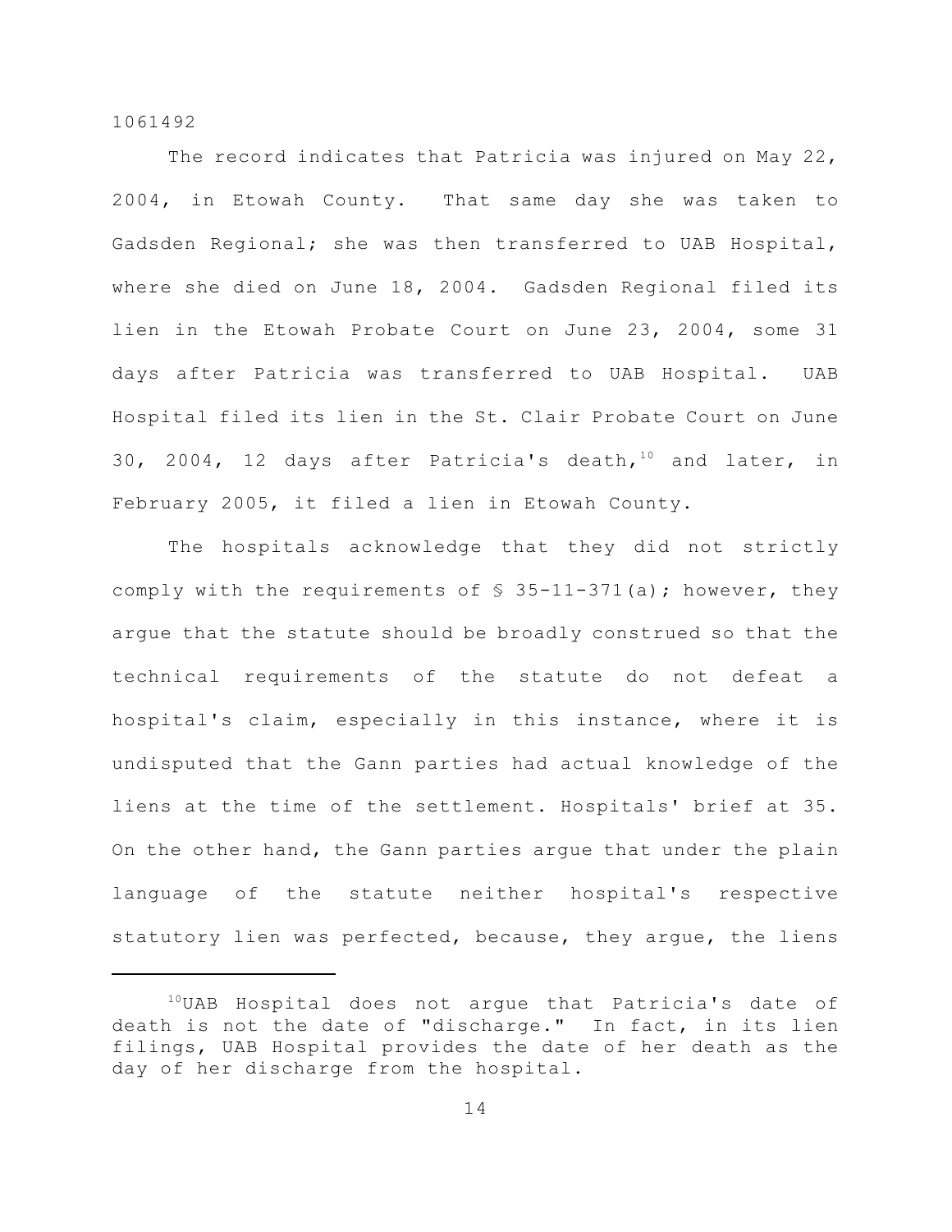The record indicates that Patricia was injured on May 22, 2004, in Etowah County. That same day she was taken to Gadsden Regional; she was then transferred to UAB Hospital, where she died on June 18, 2004. Gadsden Regional filed its lien in the Etowah Probate Court on June 23, 2004, some 31 days after Patricia was transferred to UAB Hospital. UAB Hospital filed its lien in the St. Clair Probate Court on June 30, 2004, 12 days after Patricia's death,[10] and later, in February 2005, it filed a lien in Etowah County.

The hospitals acknowledge that they did not strictly comply with the requirements of § 35-11-371(a); however, they argue that the statute should be broadly construed so that the technical requirements of the statute do not defeat a hospital's claim, especially in this instance, where it is undisputed that the Gann parties had actual knowledge of the liens at the time of the settlement. Hospitals' brief at 35. On the other hand, the Gann parties argue that under the plain language of the statute neither hospital's respective statutory lien was perfected, because, they argue, the liens

---

[10] UAB Hospital does not argue that Patricia's date of death is not the date of "discharge." In fact, in its lien filings, UAB Hospital provides the date of her death as the day of her discharge from the hospital.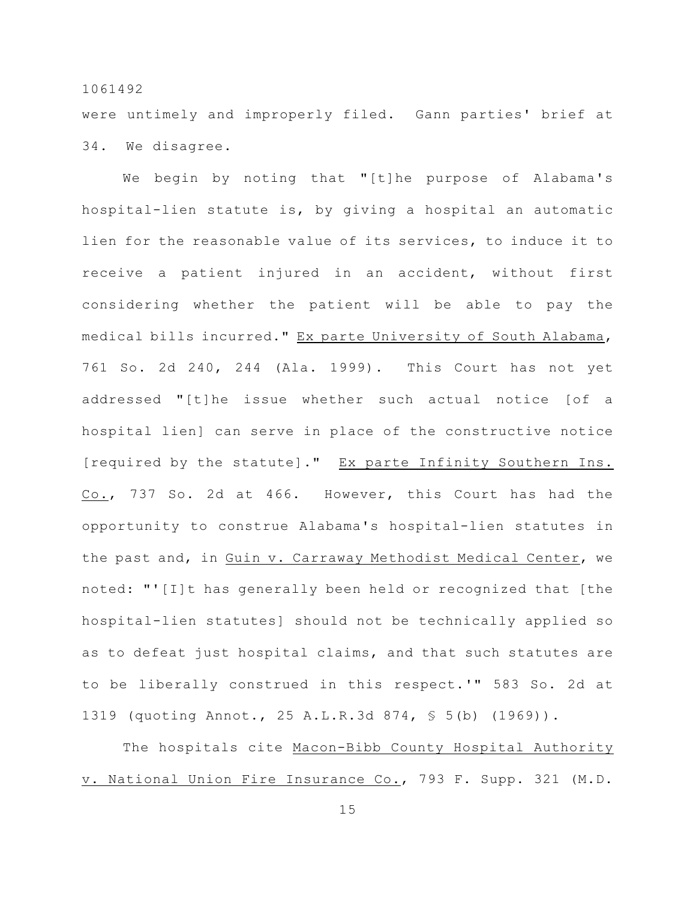were untimely and improperly filed. Gann parties' brief at 34. We disagree.

We begin by noting that "[t]he purpose of Alabama's hospital-lien statute is, by giving a hospital an automatic lien for the reasonable value of its services, to induce it to receive a patient injured in an accident, without first considering whether the patient will be able to pay the medical bills incurred." Ex parte University of South Alabama, 761 So. 2d 240, 244 (Ala. 1999). This Court has not yet addressed "[t]he issue whether such actual notice [of a hospital lien] can serve in place of the constructive notice [required by the statute]." Ex parte Infinity Southern Ins. Co., 737 So. 2d at 466. However, this Court has had the opportunity to construe Alabama's hospital-lien statutes in the past and, in Guin v. Carraway Methodist Medical Center, we noted: "'[I]t has generally been held or recognized that [the hospital-lien statutes] should not be technically applied so as to defeat just hospital claims, and that such statutes are to be liberally construed in this respect.'" 583 So. 2d at 1319 (quoting Annot., 25 A.L.R.3d 874, § 5(b) (1969)).

The hospitals cite Macon-Bibb County Hospital Authority v. National Union Fire Insurance Co., 793 F. Supp. 321 (M.D.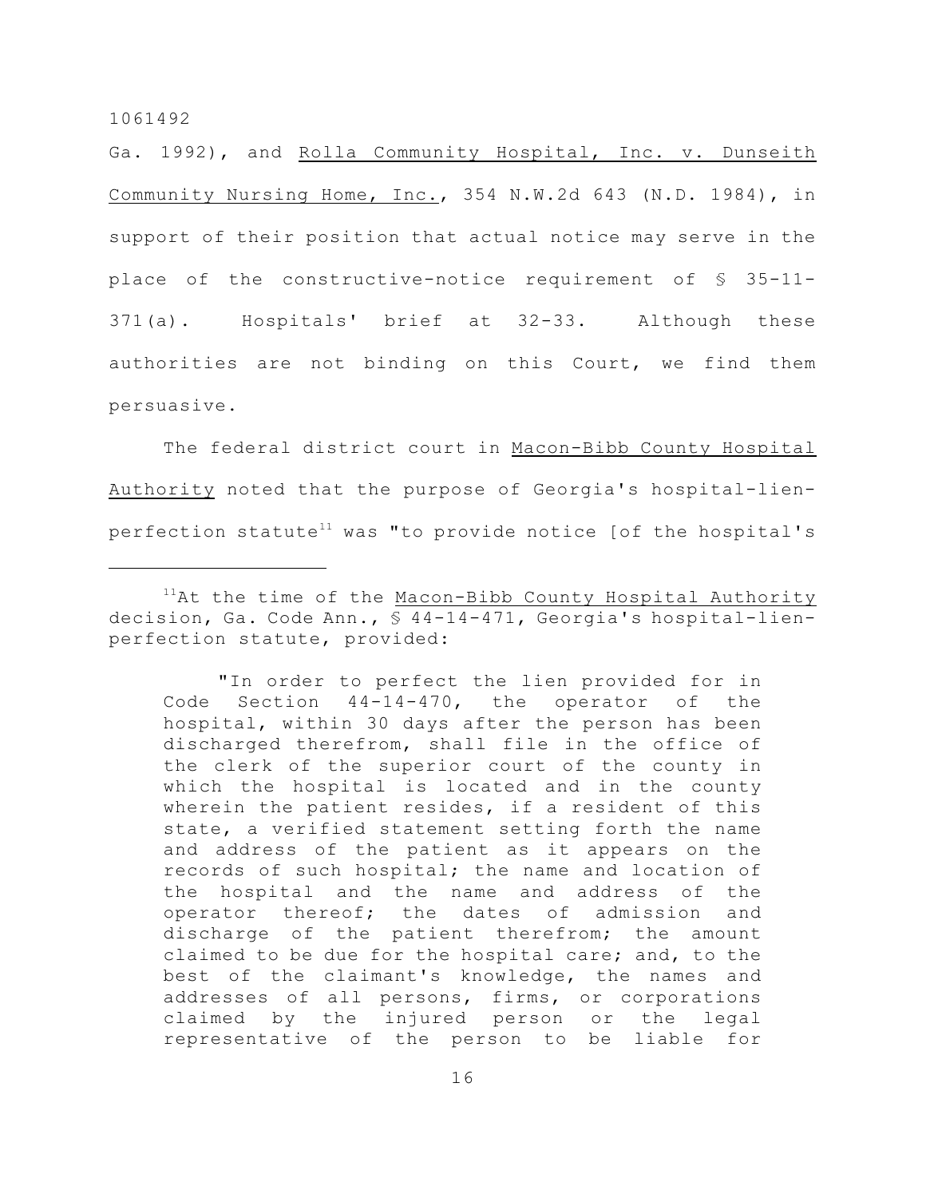Ga. 1992), and Rolla Community Hospital, Inc. v. Dunseith Community Nursing Home, Inc., 354 N.W.2d 643 (N.D. 1984), in support of their position that actual notice may serve in the place of the constructive-notice requirement of § 35-11-371(a). Hospitals' brief at 32-33. Although these authorities are not binding on this Court, we find them persuasive.

The federal district court in Macon-Bibb County Hospital Authority noted that the purpose of Georgia's hospital-lien-perfection statute[11] was "to provide notice [of the hospital's

---

[11]At the time of the Macon-Bibb County Hospital Authority decision, Ga. Code Ann., § 44-14-471, Georgia's hospital-lien-perfection statute, provided:

> "In order to perfect the lien provided for in Code Section 44-14-470, the operator of the hospital, within 30 days after the person has been discharged therefrom, shall file in the office of the clerk of the superior court of the county in which the hospital is located and in the county wherein the patient resides, if a resident of this state, a verified statement setting forth the name and address of the patient as it appears on the records of such hospital; the name and location of the hospital and the name and address of the operator thereof; the dates of admission and discharge of the patient therefrom; the amount claimed to be due for the hospital care; and, to the best of the claimant's knowledge, the names and addresses of all persons, firms, or corporations claimed by the injured person or the legal representative of the person to be liable for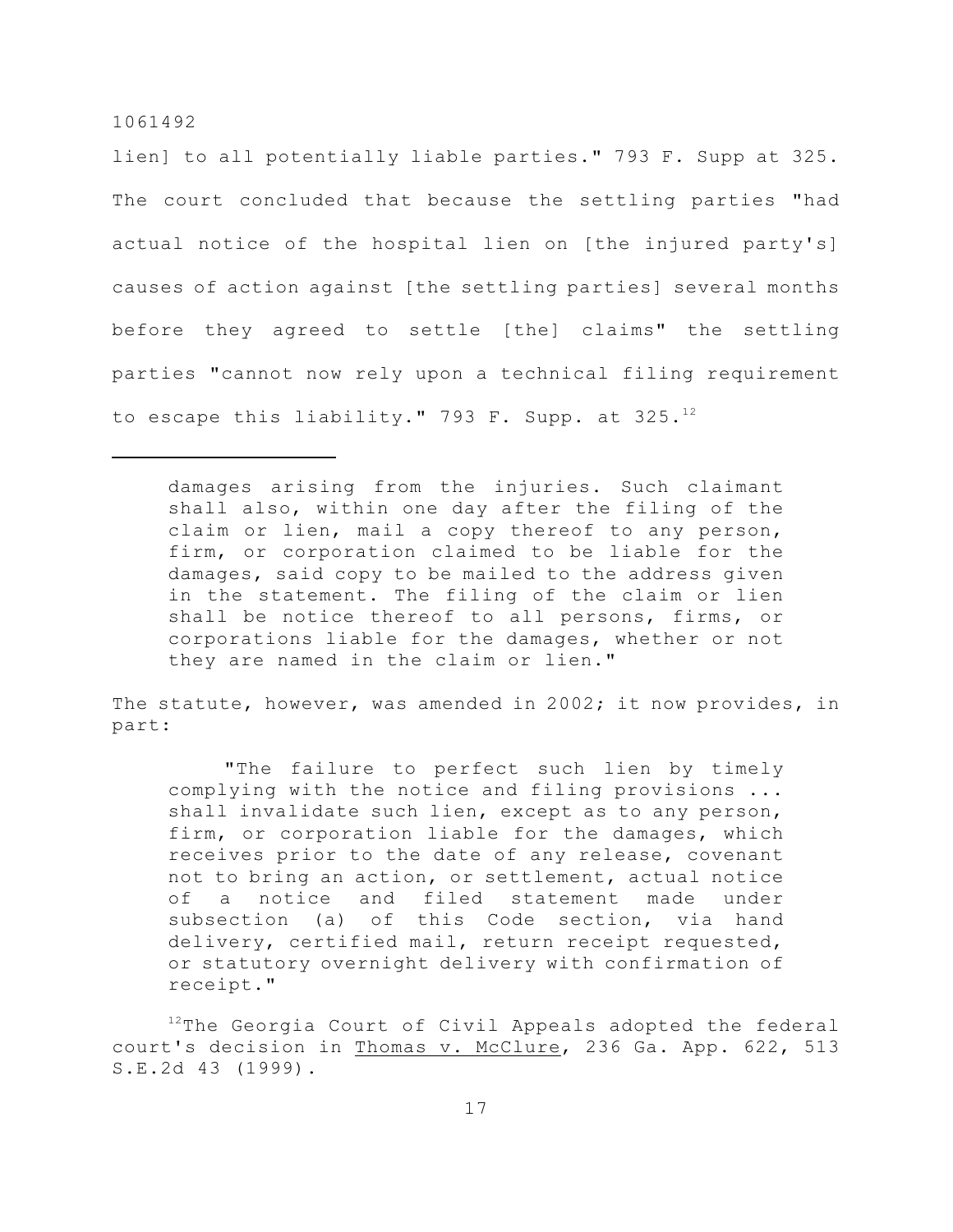lien] to all potentially liable parties." 793 F. Supp at 325. The court concluded that because the settling parties "had actual notice of the hospital lien on [the injured party's] causes of action against [the settling parties] several months before they agreed to settle [the] claims" the settling parties "cannot now rely upon a technical filing requirement to escape this liability." 793 F. Supp. at 325.[12]

---

> damages arising from the injuries. Such claimant shall also, within one day after the filing of the claim or lien, mail a copy thereof to any person, firm, or corporation claimed to be liable for the damages, said copy to be mailed to the address given in the statement. The filing of the claim or lien shall be notice thereof to all persons, firms, or corporations liable for the damages, whether or not they are named in the claim or lien."

The statute, however, was amended in 2002; it now provides, in part:

> "The failure to perfect such lien by timely complying with the notice and filing provisions ... shall invalidate such lien, except as to any person, firm, or corporation liable for the damages, which receives prior to the date of any release, covenant not to bring an action, or settlement, actual notice of a notice and filed statement made under subsection (a) of this Code section, via hand delivery, certified mail, return receipt requested, or statutory overnight delivery with confirmation of receipt."

[12] The Georgia Court of Civil Appeals adopted the federal court's decision in Thomas v. McClure, 236 Ga. App. 622, 513 S.E.2d 43 (1999).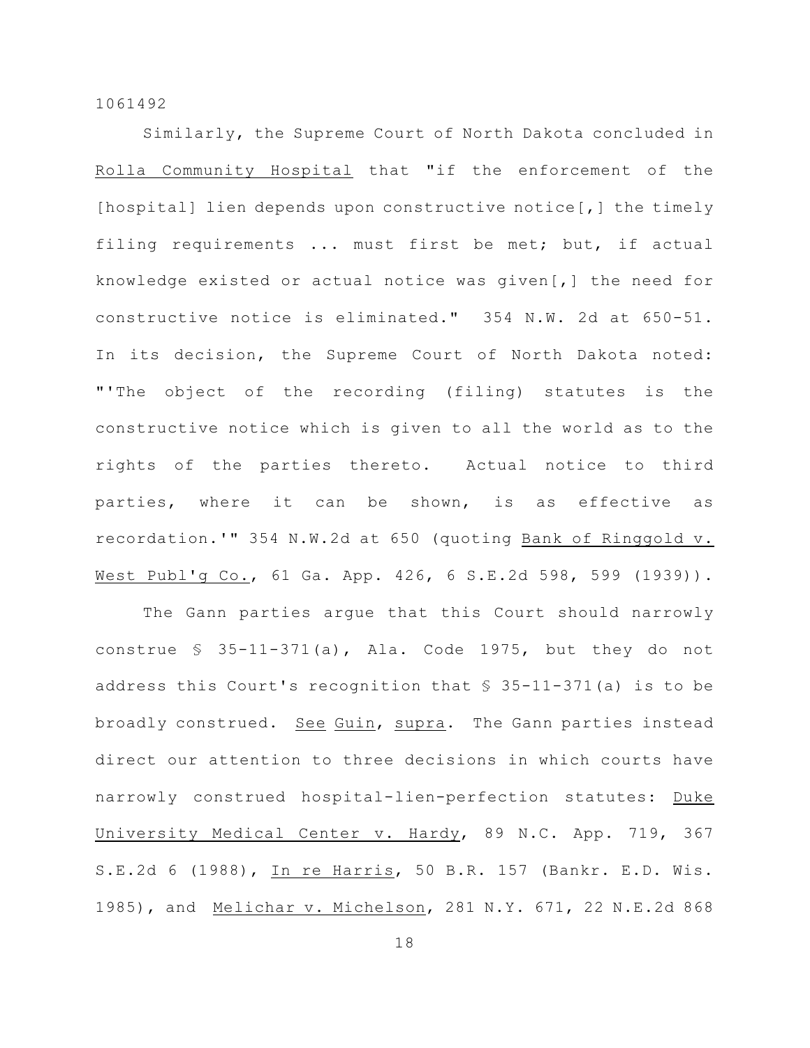Similarly, the Supreme Court of North Dakota concluded in Rolla Community Hospital that "if the enforcement of the [hospital] lien depends upon constructive notice[,] the timely filing requirements ... must first be met; but, if actual knowledge existed or actual notice was given[,] the need for constructive notice is eliminated." 354 N.W. 2d at 650-51. In its decision, the Supreme Court of North Dakota noted: "'The object of the recording (filing) statutes is the constructive notice which is given to all the world as to the rights of the parties thereto. Actual notice to third parties, where it can be shown, is as effective as recordation.'" 354 N.W.2d at 650 (quoting Bank of Ringgold v. West Publ'g Co., 61 Ga. App. 426, 6 S.E.2d 598, 599 (1939)).

The Gann parties argue that this Court should narrowly construe § 35-11-371(a), Ala. Code 1975, but they do not address this Court's recognition that § 35-11-371(a) is to be broadly construed. See Guin, supra. The Gann parties instead direct our attention to three decisions in which courts have narrowly construed hospital-lien-perfection statutes: Duke University Medical Center v. Hardy, 89 N.C. App. 719, 367 S.E.2d 6 (1988), In re Harris, 50 B.R. 157 (Bankr. E.D. Wis. 1985), and Melichar v. Michelson, 281 N.Y. 671, 22 N.E.2d 868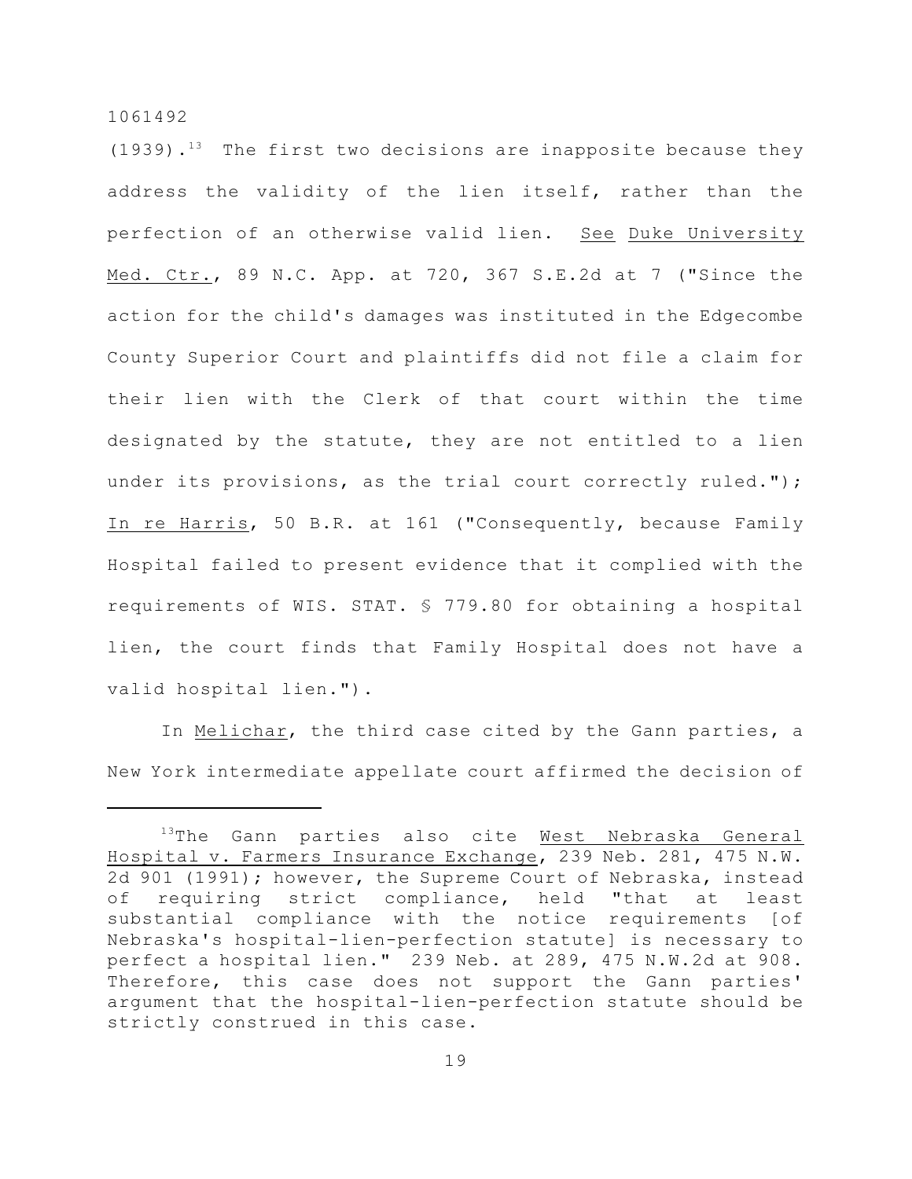(1939).[13] The first two decisions are inapposite because they address the validity of the lien itself, rather than the perfection of an otherwise valid lien. See Duke University Med. Ctr., 89 N.C. App. at 720, 367 S.E.2d at 7 ("Since the action for the child's damages was instituted in the Edgecombe County Superior Court and plaintiffs did not file a claim for their lien with the Clerk of that court within the time designated by the statute, they are not entitled to a lien under its provisions, as the trial court correctly ruled."); In re Harris, 50 B.R. at 161 ("Consequently, because Family Hospital failed to present evidence that it complied with the requirements of WIS. STAT. § 779.80 for obtaining a hospital lien, the court finds that Family Hospital does not have a valid hospital lien.").

In Melichar, the third case cited by the Gann parties, a New York intermediate appellate court affirmed the decision of

[13] The Gann parties also cite West Nebraska General Hospital v. Farmers Insurance Exchange, 239 Neb. 281, 475 N.W. 2d 901 (1991); however, the Supreme Court of Nebraska, instead of requiring strict compliance, held "that at least substantial compliance with the notice requirements [of Nebraska's hospital-lien-perfection statute] is necessary to perfect a hospital lien." 239 Neb. at 289, 475 N.W.2d at 908. Therefore, this case does not support the Gann parties' argument that the hospital-lien-perfection statute should be strictly construed in this case.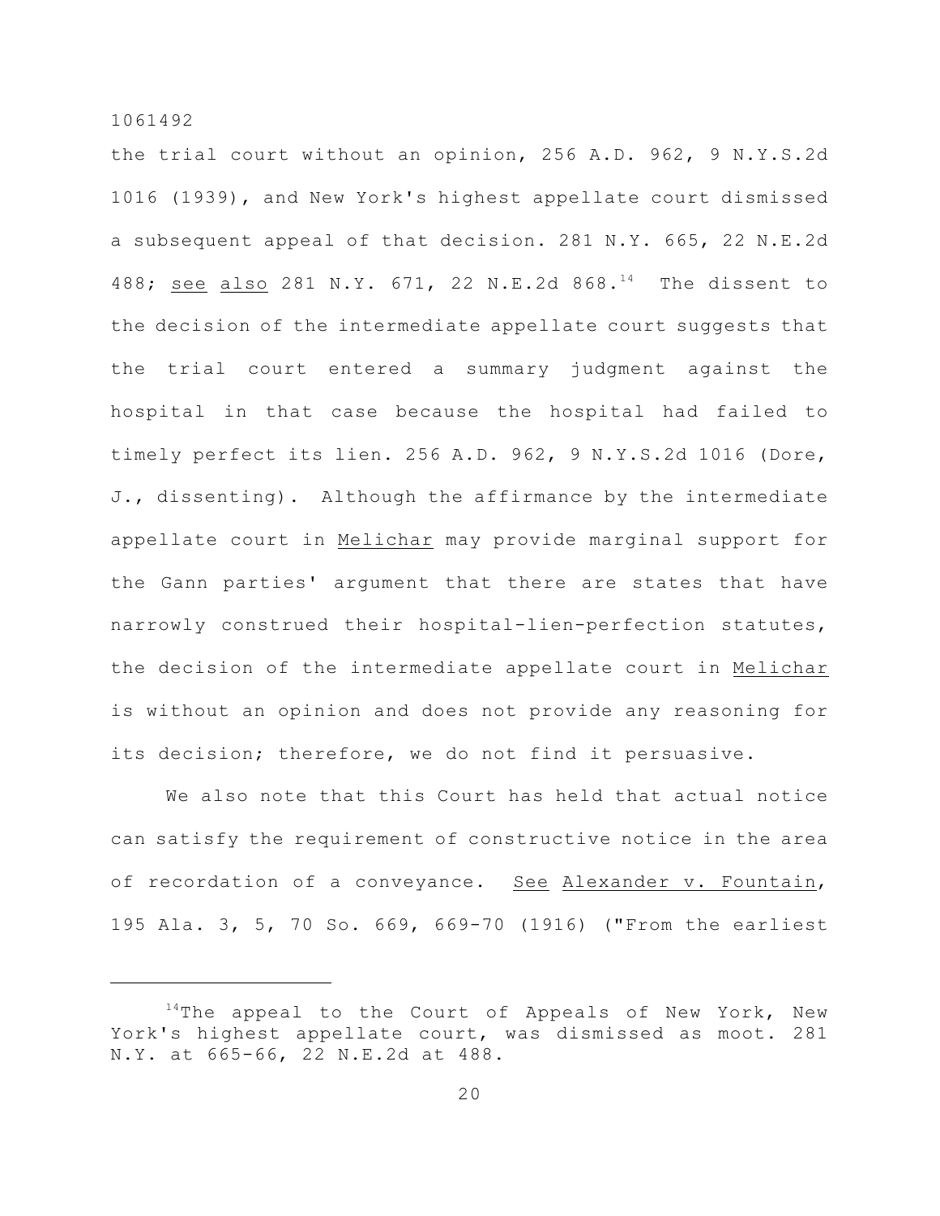the trial court without an opinion, 256 A.D. 962, 9 N.Y.S.2d 1016 (1939), and New York's highest appellate court dismissed a subsequent appeal of that decision. 281 N.Y. 665, 22 N.E.2d 488; see also 281 N.Y. 671, 22 N.E.2d 868.[14] The dissent to the decision of the intermediate appellate court suggests that the trial court entered a summary judgment against the hospital in that case because the hospital had failed to timely perfect its lien. 256 A.D. 962, 9 N.Y.S.2d 1016 (Dore, J., dissenting). Although the affirmance by the intermediate appellate court in Melichar may provide marginal support for the Gann parties' argument that there are states that have narrowly construed their hospital-lien-perfection statutes, the decision of the intermediate appellate court in Melichar is without an opinion and does not provide any reasoning for its decision; therefore, we do not find it persuasive.

We also note that this Court has held that actual notice can satisfy the requirement of constructive notice in the area of recordation of a conveyance. See Alexander v. Fountain, 195 Ala. 3, 5, 70 So. 669, 669-70 (1916) ("From the earliest

---

[14]The appeal to the Court of Appeals of New York, New York's highest appellate court, was dismissed as moot. 281 N.Y. at 665-66, 22 N.E.2d at 488.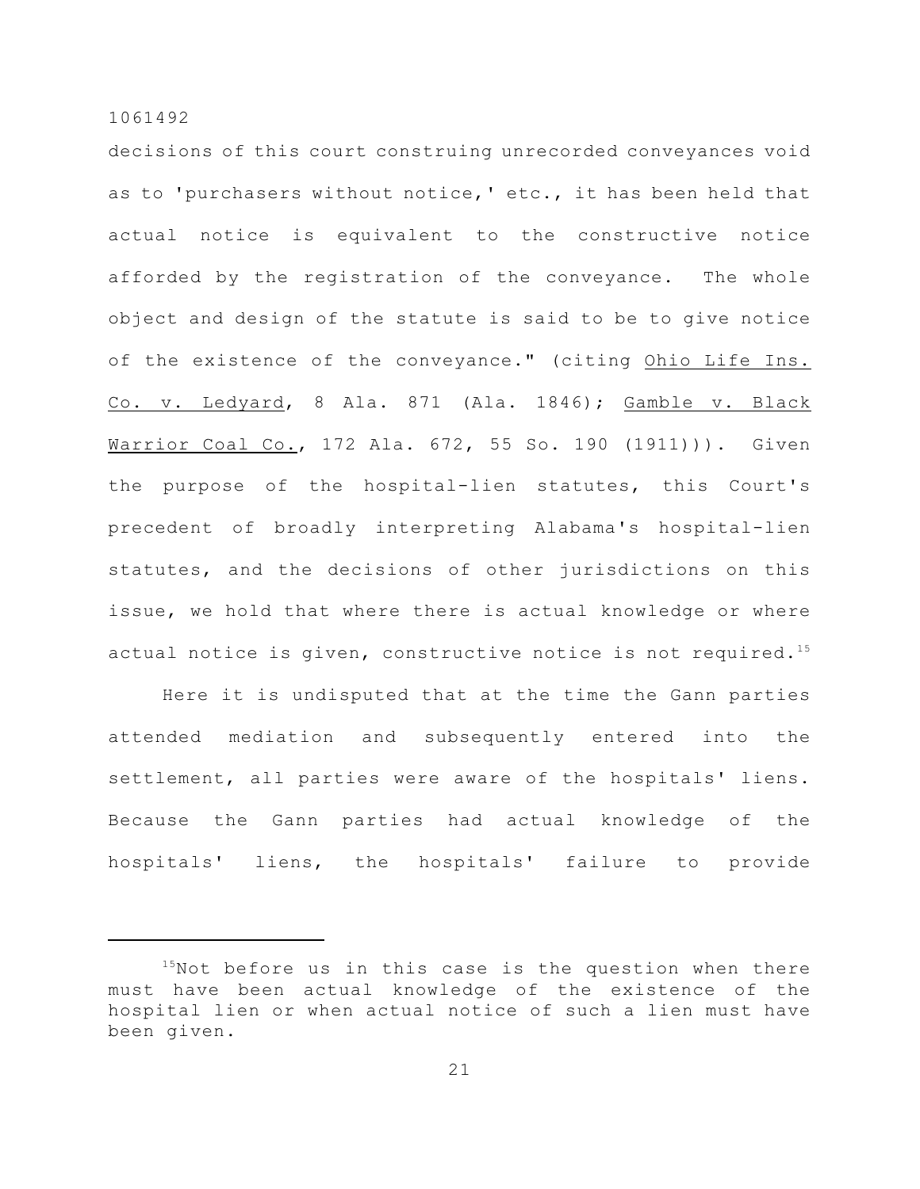decisions of this court construing unrecorded conveyances void as to 'purchasers without notice,' etc., it has been held that actual notice is equivalent to the constructive notice afforded by the registration of the conveyance. The whole object and design of the statute is said to be to give notice of the existence of the conveyance." (citing Ohio Life Ins. Co. v. Ledyard, 8 Ala. 871 (Ala. 1846); Gamble v. Black Warrior Coal Co., 172 Ala. 672, 55 So. 190 (1911))). Given the purpose of the hospital-lien statutes, this Court's precedent of broadly interpreting Alabama's hospital-lien statutes, and the decisions of other jurisdictions on this issue, we hold that where there is actual knowledge or where actual notice is given, constructive notice is not required.[15]

Here it is undisputed that at the time the Gann parties attended mediation and subsequently entered into the settlement, all parties were aware of the hospitals' liens. Because the Gann parties had actual knowledge of the hospitals' liens, the hospitals' failure to provide

---

[15]Not before us in this case is the question when there must have been actual knowledge of the existence of the hospital lien or when actual notice of such a lien must have been given.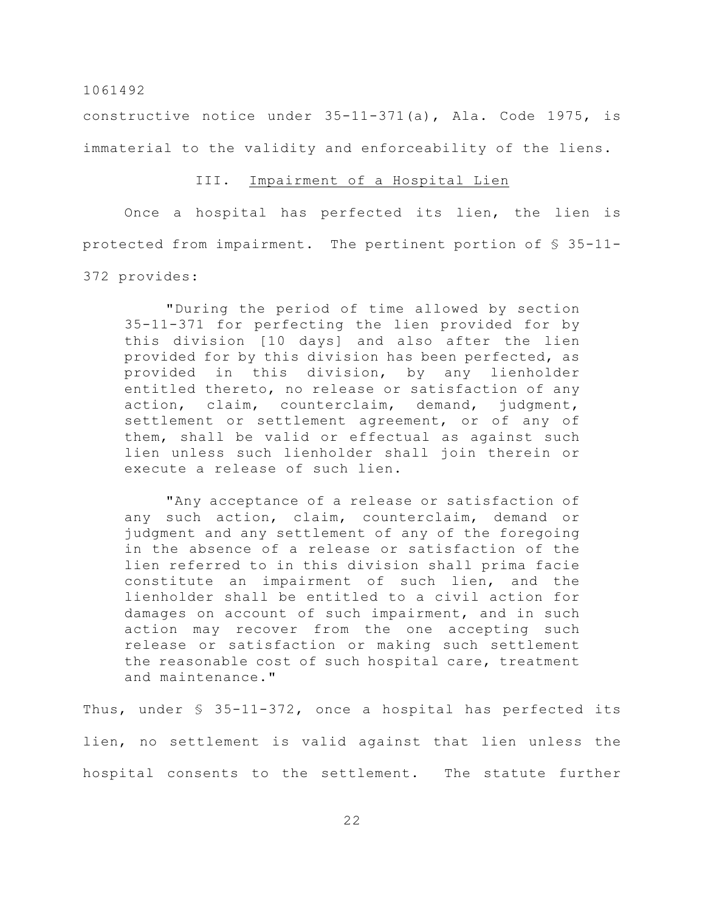constructive notice under 35-11-371(a), Ala. Code 1975, is immaterial to the validity and enforceability of the liens.

### III. Impairment of a Hospital Lien

Once a hospital has perfected its lien, the lien is protected from impairment. The pertinent portion of § 35-11-372 provides:

> "During the period of time allowed by section 35-11-371 for perfecting the lien provided for by this division [10 days] and also after the lien provided for by this division has been perfected, as provided in this division, by any lienholder entitled thereto, no release or satisfaction of any action, claim, counterclaim, demand, judgment, settlement or settlement agreement, or of any of them, shall be valid or effectual as against such lien unless such lienholder shall join therein or execute a release of such lien.
>
> "Any acceptance of a release or satisfaction of any such action, claim, counterclaim, demand or judgment and any settlement of any of the foregoing in the absence of a release or satisfaction of the lien referred to in this division shall prima facie constitute an impairment of such lien, and the lienholder shall be entitled to a civil action for damages on account of such impairment, and in such action may recover from the one accepting such release or satisfaction or making such settlement the reasonable cost of such hospital care, treatment and maintenance."

Thus, under § 35-11-372, once a hospital has perfected its lien, no settlement is valid against that lien unless the hospital consents to the settlement. The statute further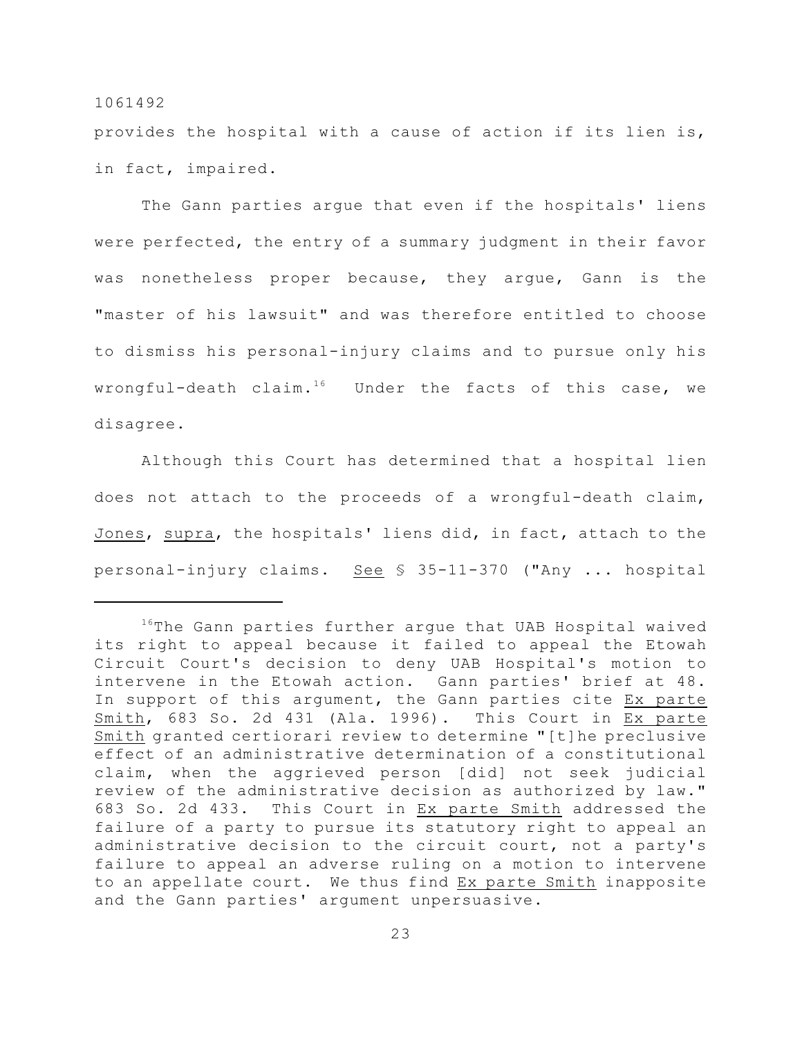provides the hospital with a cause of action if its lien is, in fact, impaired.

The Gann parties argue that even if the hospitals' liens were perfected, the entry of a summary judgment in their favor was nonetheless proper because, they argue, Gann is the "master of his lawsuit" and was therefore entitled to choose to dismiss his personal-injury claims and to pursue only his wrongful-death claim.[16] Under the facts of this case, we disagree.

Although this Court has determined that a hospital lien does not attach to the proceeds of a wrongful-death claim, Jones, supra, the hospitals' liens did, in fact, attach to the personal-injury claims. See § 35-11-370 ("Any ... hospital

---

[16]The Gann parties further argue that UAB Hospital waived its right to appeal because it failed to appeal the Etowah Circuit Court's decision to deny UAB Hospital's motion to intervene in the Etowah action. Gann parties' brief at 48. In support of this argument, the Gann parties cite Ex parte Smith, 683 So. 2d 431 (Ala. 1996). This Court in Ex parte Smith granted certiorari review to determine "[t]he preclusive effect of an administrative determination of a constitutional claim, when the aggrieved person [did] not seek judicial review of the administrative decision as authorized by law." 683 So. 2d 433. This Court in Ex parte Smith addressed the failure of a party to pursue its statutory right to appeal an administrative decision to the circuit court, not a party's failure to appeal an adverse ruling on a motion to intervene to an appellate court. We thus find Ex parte Smith inapposite and the Gann parties' argument unpersuasive.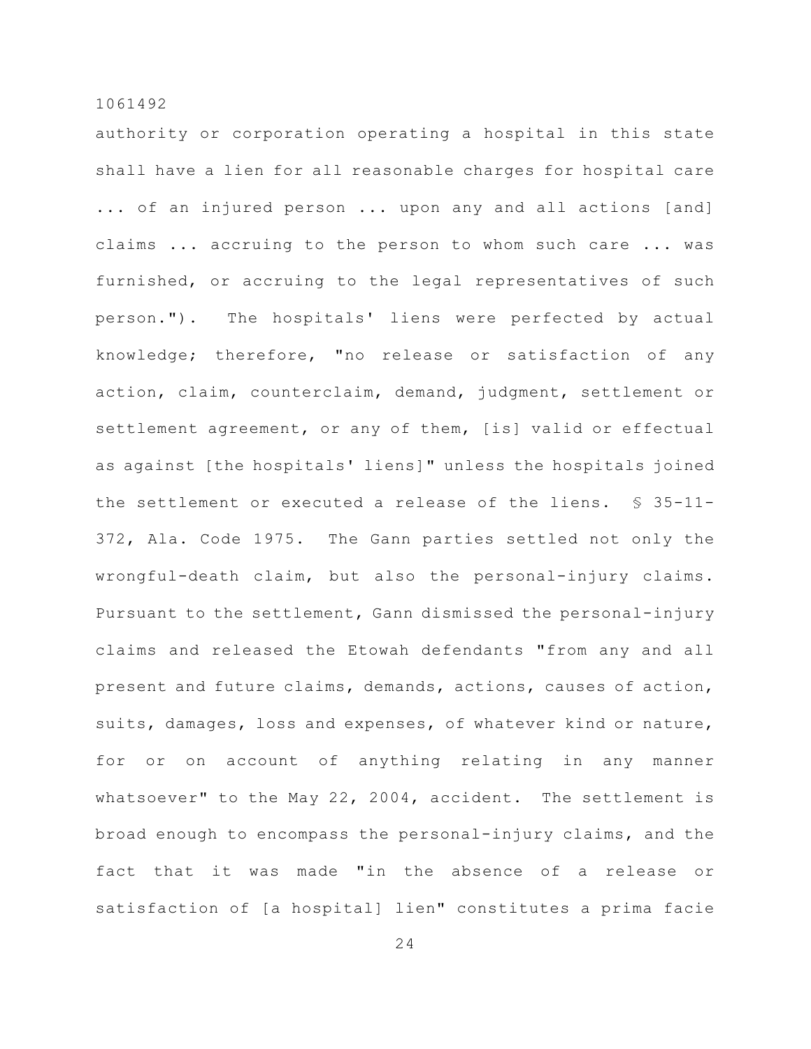authority or corporation operating a hospital in this state shall have a lien for all reasonable charges for hospital care ... of an injured person ... upon any and all actions [and] claims ... accruing to the person to whom such care ... was furnished, or accruing to the legal representatives of such person."). The hospitals' liens were perfected by actual knowledge; therefore, "no release or satisfaction of any action, claim, counterclaim, demand, judgment, settlement or settlement agreement, or any of them, [is] valid or effectual as against [the hospitals' liens]" unless the hospitals joined the settlement or executed a release of the liens. § 35-11-372, Ala. Code 1975. The Gann parties settled not only the wrongful-death claim, but also the personal-injury claims. Pursuant to the settlement, Gann dismissed the personal-injury claims and released the Etowah defendants "from any and all present and future claims, demands, actions, causes of action, suits, damages, loss and expenses, of whatever kind or nature, for or on account of anything relating in any manner whatsoever" to the May 22, 2004, accident. The settlement is broad enough to encompass the personal-injury claims, and the fact that it was made "in the absence of a release or satisfaction of [a hospital] lien" constitutes a prima facie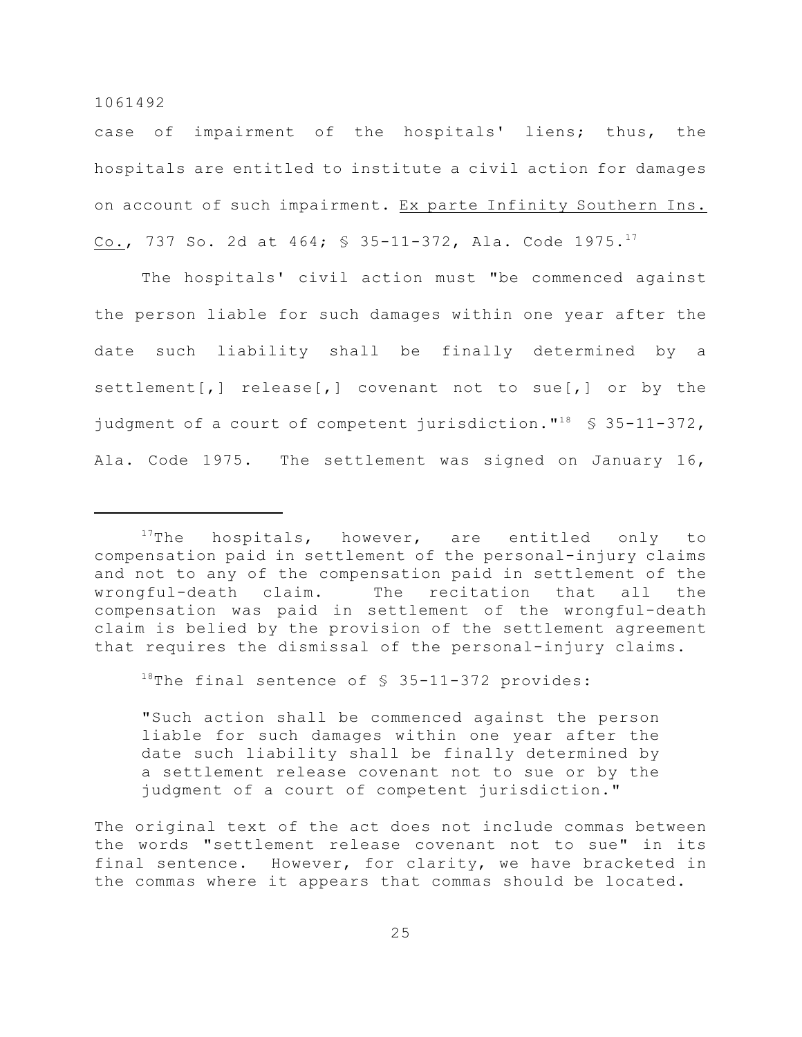case of impairment of the hospitals' liens; thus, the hospitals are entitled to institute a civil action for damages on account of such impairment. Ex parte Infinity Southern Ins. Co., 737 So. 2d at 464; § 35-11-372, Ala. Code 1975.[17]

The hospitals' civil action must "be commenced against the person liable for such damages within one year after the date such liability shall be finally determined by a settlement[,] release[,] covenant not to sue[,] or by the judgment of a court of competent jurisdiction."[18] § 35-11-372, Ala. Code 1975. The settlement was signed on January 16,

---

[17]The hospitals, however, are entitled only to compensation paid in settlement of the personal-injury claims and not to any of the compensation paid in settlement of the wrongful-death claim. The recitation that all the compensation was paid in settlement of the wrongful-death claim is belied by the provision of the settlement agreement that requires the dismissal of the personal-injury claims.

[18]The final sentence of § 35-11-372 provides:

> "Such action shall be commenced against the person liable for such damages within one year after the date such liability shall be finally determined by a settlement release covenant not to sue or by the judgment of a court of competent jurisdiction."

The original text of the act does not include commas between the words "settlement release covenant not to sue" in its final sentence. However, for clarity, we have bracketed in the commas where it appears that commas should be located.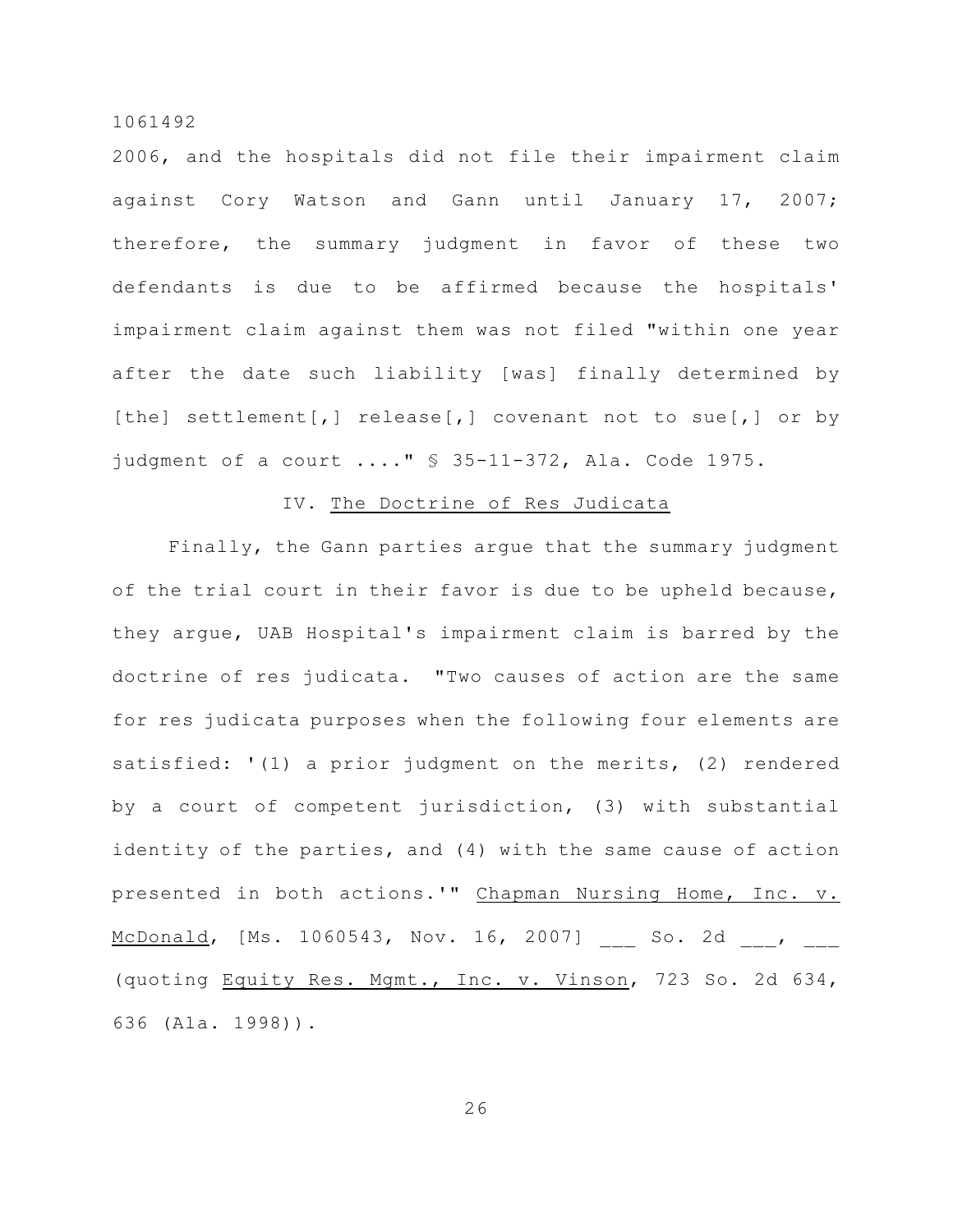2006, and the hospitals did not file their impairment claim against Cory Watson and Gann until January 17, 2007; therefore, the summary judgment in favor of these two defendants is due to be affirmed because the hospitals' impairment claim against them was not filed "within one year after the date such liability [was] finally determined by [the] settlement[,] release[,] covenant not to sue[,] or by judgment of a court ...." § 35-11-372, Ala. Code 1975.

## IV. The Doctrine of Res Judicata

Finally, the Gann parties argue that the summary judgment of the trial court in their favor is due to be upheld because, they argue, UAB Hospital's impairment claim is barred by the doctrine of res judicata. "Two causes of action are the same for res judicata purposes when the following four elements are satisfied: '(1) a prior judgment on the merits, (2) rendered by a court of competent jurisdiction, (3) with substantial identity of the parties, and (4) with the same cause of action presented in both actions.'" Chapman Nursing Home, Inc. v. McDonald, [Ms. 1060543, Nov. 16, 2007] ___ So. 2d ___, ___ (quoting Equity Res. Mgmt., Inc. v. Vinson, 723 So. 2d 634, 636 (Ala. 1998)).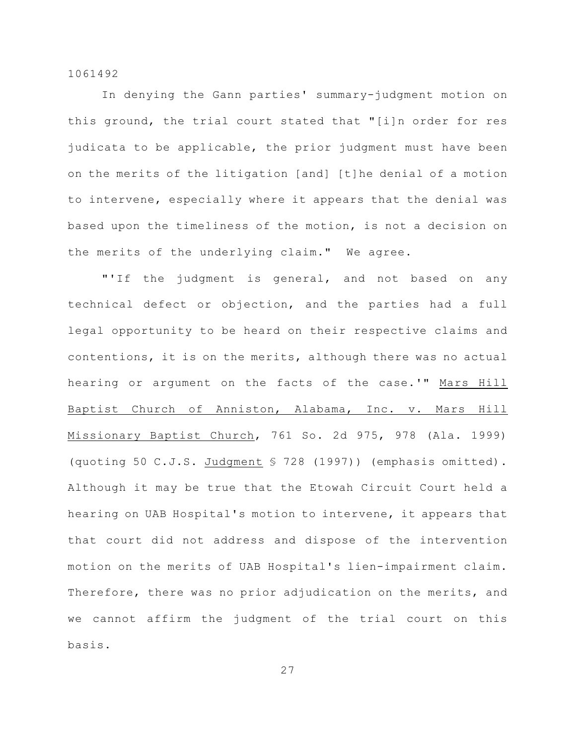In denying the Gann parties' summary-judgment motion on this ground, the trial court stated that "[i]n order for res judicata to be applicable, the prior judgment must have been on the merits of the litigation [and] [t]he denial of a motion to intervene, especially where it appears that the denial was based upon the timeliness of the motion, is not a decision on the merits of the underlying claim." We agree.

"'If the judgment is general, and not based on any technical defect or objection, and the parties had a full legal opportunity to be heard on their respective claims and contentions, it is on the merits, although there was no actual hearing or argument on the facts of the case.'" Mars Hill Baptist Church of Anniston, Alabama, Inc. v. Mars Hill Missionary Baptist Church, 761 So. 2d 975, 978 (Ala. 1999) (quoting 50 C.J.S. Judgment § 728 (1997)) (emphasis omitted). Although it may be true that the Etowah Circuit Court held a hearing on UAB Hospital's motion to intervene, it appears that that court did not address and dispose of the intervention motion on the merits of UAB Hospital's lien-impairment claim. Therefore, there was no prior adjudication on the merits, and we cannot affirm the judgment of the trial court on this basis.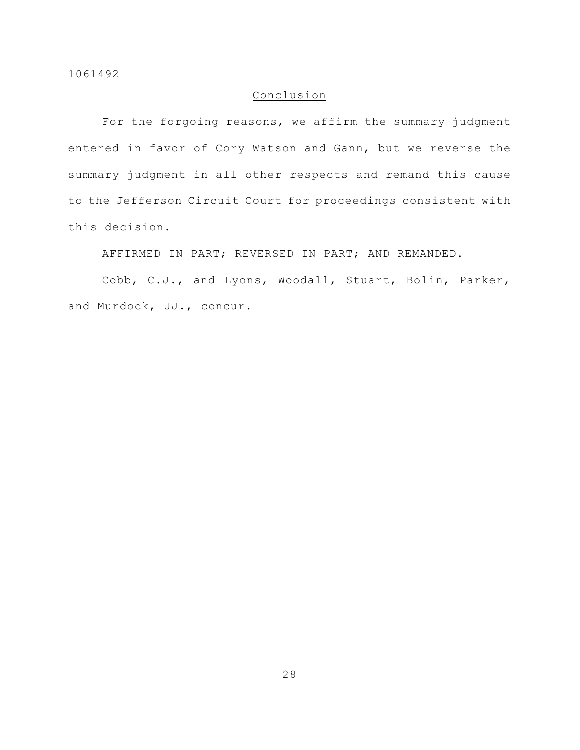## Conclusion

For the forgoing reasons, we affirm the summary judgment entered in favor of Cory Watson and Gann, but we reverse the summary judgment in all other respects and remand this cause to the Jefferson Circuit Court for proceedings consistent with this decision.

AFFIRMED IN PART; REVERSED IN PART; AND REMANDED.

Cobb, C.J., and Lyons, Woodall, Stuart, Bolin, Parker, and Murdock, JJ., concur.